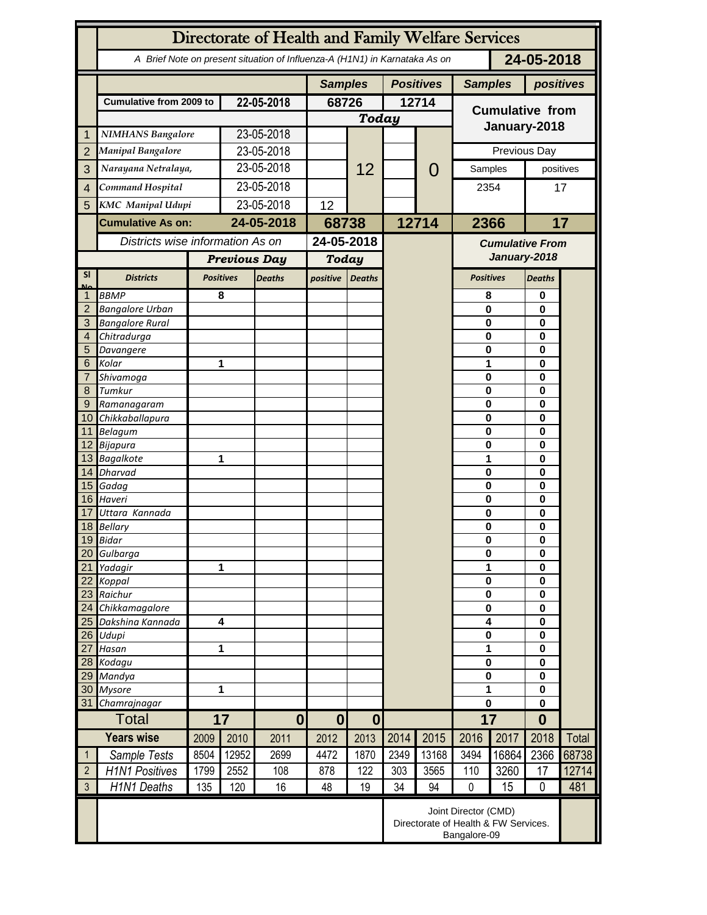# Directorate of Health and Family Welfare Services

A Brief Note on present situation of Influenza-A (H1N1) in Karnataka As on **24-05-2018**

| | | | Samples | | Positives | | Samples | positives |
|---|---|---|---|---|---|---|---|---|
| | Cumulative from 2009 to | 22-05-2018 | 68726 | | 12714 | | Cumulative from January-2018 | |
| | | | Today | | | | | |
| 1 | NIMHANS Bangalore | 23-05-2018 | | 12 | | 0 | | |
| 2 | Manipal Bangalore | 23-05-2018 | | | | | Previous Day | |
| 3 | Narayana Netralaya, | 23-05-2018 | | | | | Samples | positives |
| 4 | Command Hospital | 23-05-2018 | | | | | 2354 | 17 |
| 5 | KMC Manipal Udupi | 23-05-2018 | 12 | | | | | |
| | **Cumulative As on:** | **24-05-2018** | **68738** | | **12714** | | **2366** | **17** |

Districts wise information As on **24-05-2018**

| Sl No | Districts | Previous Day Positives | Previous Day Deaths | Today positive | Today Deaths | Cumulative From January-2018 Positives | Cumulative From January-2018 Deaths |
|---|---|---|---|---|---|---|---|
| 1 | BBMP | 8 | | | | 8 | 0 |
| 2 | Bangalore Urban | | | | | 0 | 0 |
| 3 | Bangalore Rural | | | | | 0 | 0 |
| 4 | Chitradurga | | | | | 0 | 0 |
| 5 | Davangere | | | | | 0 | 0 |
| 6 | Kolar | 1 | | | | 1 | 0 |
| 7 | Shivamoga | | | | | 0 | 0 |
| 8 | Tumkur | | | | | 0 | 0 |
| 9 | Ramanagaram | | | | | 0 | 0 |
| 10 | Chikkaballapura | | | | | 0 | 0 |
| 11 | Belagum | | | | | 0 | 0 |
| 12 | Bijapura | | | | | 0 | 0 |
| 13 | Bagalkote | 1 | | | | 1 | 0 |
| 14 | Dharvad | | | | | 0 | 0 |
| 15 | Gadag | | | | | 0 | 0 |
| 16 | Haveri | | | | | 0 | 0 |
| 17 | Uttara Kannada | | | | | 0 | 0 |
| 18 | Bellary | | | | | 0 | 0 |
| 19 | Bidar | | | | | 0 | 0 |
| 20 | Gulbarga | | | | | 0 | 0 |
| 21 | Yadagir | 1 | | | | 1 | 0 |
| 22 | Koppal | | | | | 0 | 0 |
| 23 | Raichur | | | | | 0 | 0 |
| 24 | Chikkamagalore | | | | | 0 | 0 |
| 25 | Dakshina Kannada | 4 | | | | 4 | 0 |
| 26 | Udupi | | | | | 0 | 0 |
| 27 | Hasan | 1 | | | | 1 | 0 |
| 28 | Kodagu | | | | | 0 | 0 |
| 29 | Mandya | | | | | 0 | 0 |
| 30 | Mysore | 1 | | | | 1 | 0 |
| 31 | Chamrajnagar | | | | | 0 | 0 |
| | **Total** | **17** | **0** | **0** | **0** | **17** | **0** |

| | Years wise | 2009 | 2010 | 2011 | 2012 | 2013 | 2014 | 2015 | 2016 | 2017 | 2018 | Total |
|---|---|---|---|---|---|---|---|---|---|---|---|---|
| 1 | Sample Tests | 8504 | 12952 | 2699 | 4472 | 1870 | 2349 | 13168 | 3494 | 16864 | 2366 | 68738 |
| 2 | H1N1 Positives | 1799 | 2552 | 108 | 878 | 122 | 303 | 3565 | 110 | 3260 | 17 | 12714 |
| 3 | H1N1 Deaths | 135 | 120 | 16 | 48 | 19 | 34 | 94 | 0 | 15 | 0 | 481 |

Joint Director (CMD)
Directorate of Health & FW Services.
Bangalore-09